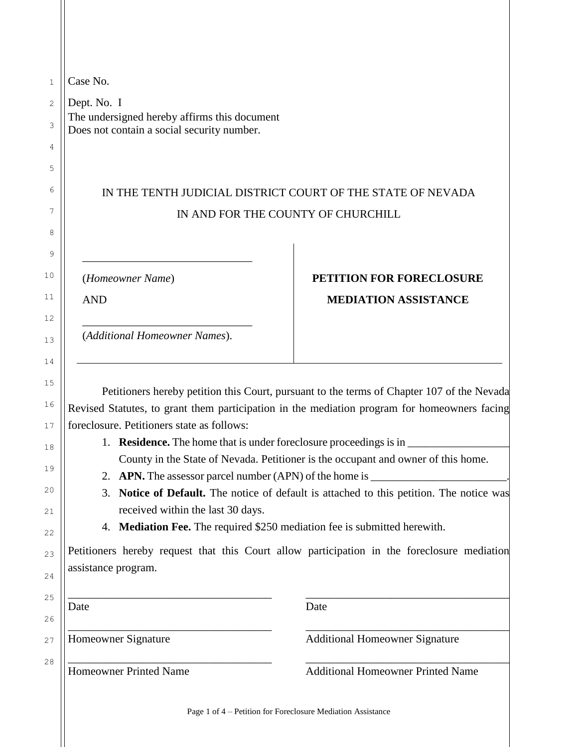Case No.

Dept. No. I

The undersigned hereby affirms this document
Does not contain a social security number.

IN THE TENTH JUDICIAL DISTRICT COURT OF THE STATE OF NEVADA

IN AND FOR THE COUNTY OF CHURCHILL

| | |
|---|---|
| ______________________________ | |
| (*Homeowner Name*) | **PETITION FOR FORECLOSURE** |
| AND | **MEDIATION ASSISTANCE** |
| ______________________________ | |
| (*Additional Homeowner Names*). | |

Petitioners hereby petition this Court, pursuant to the terms of Chapter 107 of the Nevada Revised Statutes, to grant them participation in the mediation program for homeowners facing foreclosure. Petitioners state as follows:

1. **Residence.** The home that is under foreclosure proceedings is in __________________ County in the State of Nevada. Petitioner is the occupant and owner of this home.
2. **APN.** The assessor parcel number (APN) of the home is ________________________.
3. **Notice of Default.** The notice of default is attached to this petition. The notice was received within the last 30 days.
4. **Mediation Fee.** The required $250 mediation fee is submitted herewith.

Petitioners hereby request that this Court allow participation in the foreclosure mediation assistance program.

| | |
|---|---|
| ____________________________________ | ____________________________________ |
| Date | Date |
| ____________________________________ | ____________________________________ |
| Homeowner Signature | Additional Homeowner Signature |
| ____________________________________ | ____________________________________ |
| Homeowner Printed Name | Additional Homeowner Printed Name |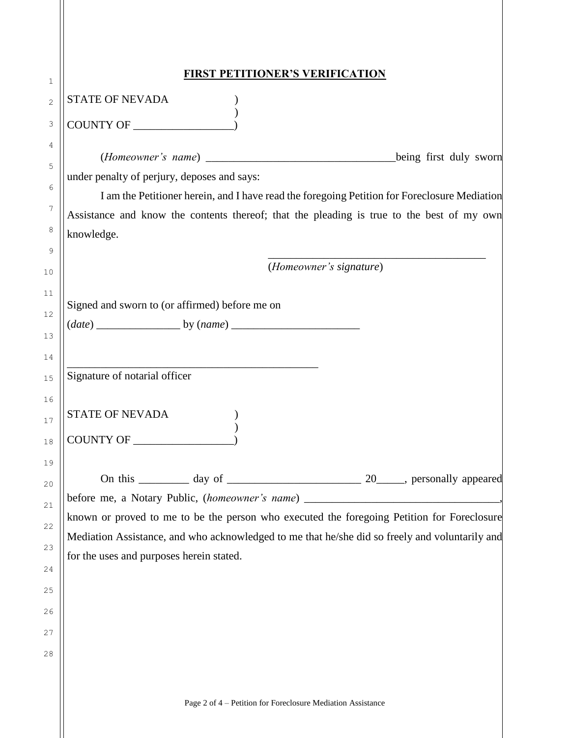**FIRST PETITIONER'S VERIFICATION**

STATE OF NEVADA )
)
COUNTY OF __________________)

(*Homeowner's name*) _________________________________being first duly sworn under penalty of perjury, deposes and says:

I am the Petitioner herein, and I have read the foregoing Petition for Foreclosure Mediation Assistance and know the contents thereof; that the pleading is true to the best of my own knowledge.

_______________________________________
(*Homeowner's signature*)

Signed and sworn to (or affirmed) before me on
(*date*) _______________ by (*name*) _______________________

_______________________________________________
Signature of notarial officer

STATE OF NEVADA )
)
COUNTY OF __________________)

On this _________ day of ________________________ 20_____, personally appeared before me, a Notary Public, (*homeowner's name*) ___________________________________, known or proved to me to be the person who executed the foregoing Petition for Foreclosure Mediation Assistance, and who acknowledged to me that he/she did so freely and voluntarily and for the uses and purposes herein stated.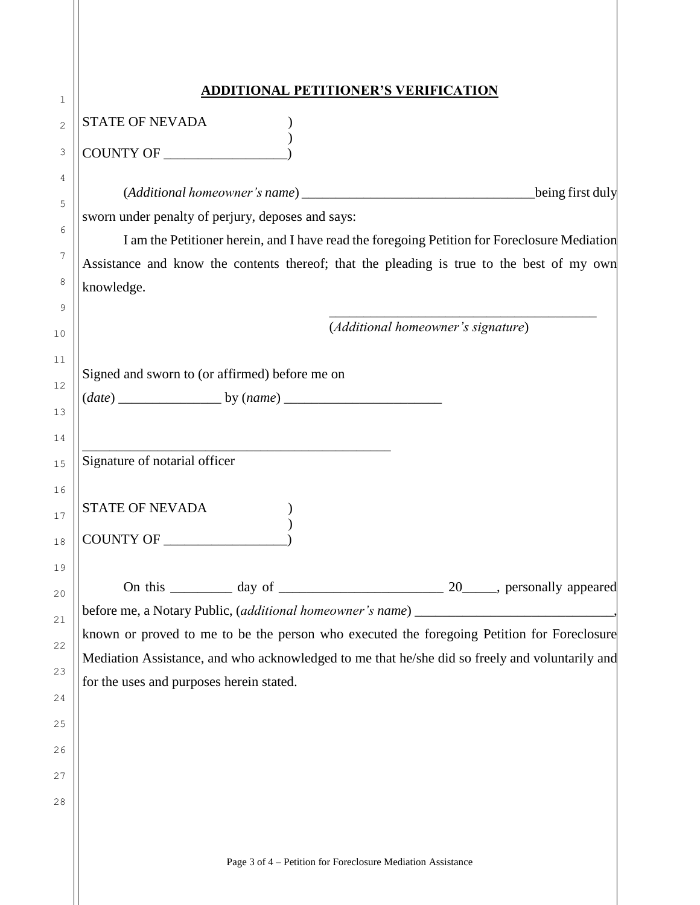## ADDITIONAL PETITIONER'S VERIFICATION

STATE OF NEVADA )
)
COUNTY OF __________________)

(*Additional homeowner's name*) __________________________________being first duly sworn under penalty of perjury, deposes and says:

I am the Petitioner herein, and I have read the foregoing Petition for Foreclosure Mediation Assistance and know the contents thereof; that the pleading is true to the best of my own knowledge.

________________________________________
(*Additional homeowner's signature*)

Signed and sworn to (or affirmed) before me on
(*date*) _______________ by (*name*) _______________________

_______________________________________________
Signature of notarial officer

STATE OF NEVADA )
)
COUNTY OF __________________)

On this _________ day of ________________________ 20_____, personally appeared before me, a Notary Public, (*additional homeowner's name*) _____________________________, known or proved to me to be the person who executed the foregoing Petition for Foreclosure Mediation Assistance, and who acknowledged to me that he/she did so freely and voluntarily and for the uses and purposes herein stated.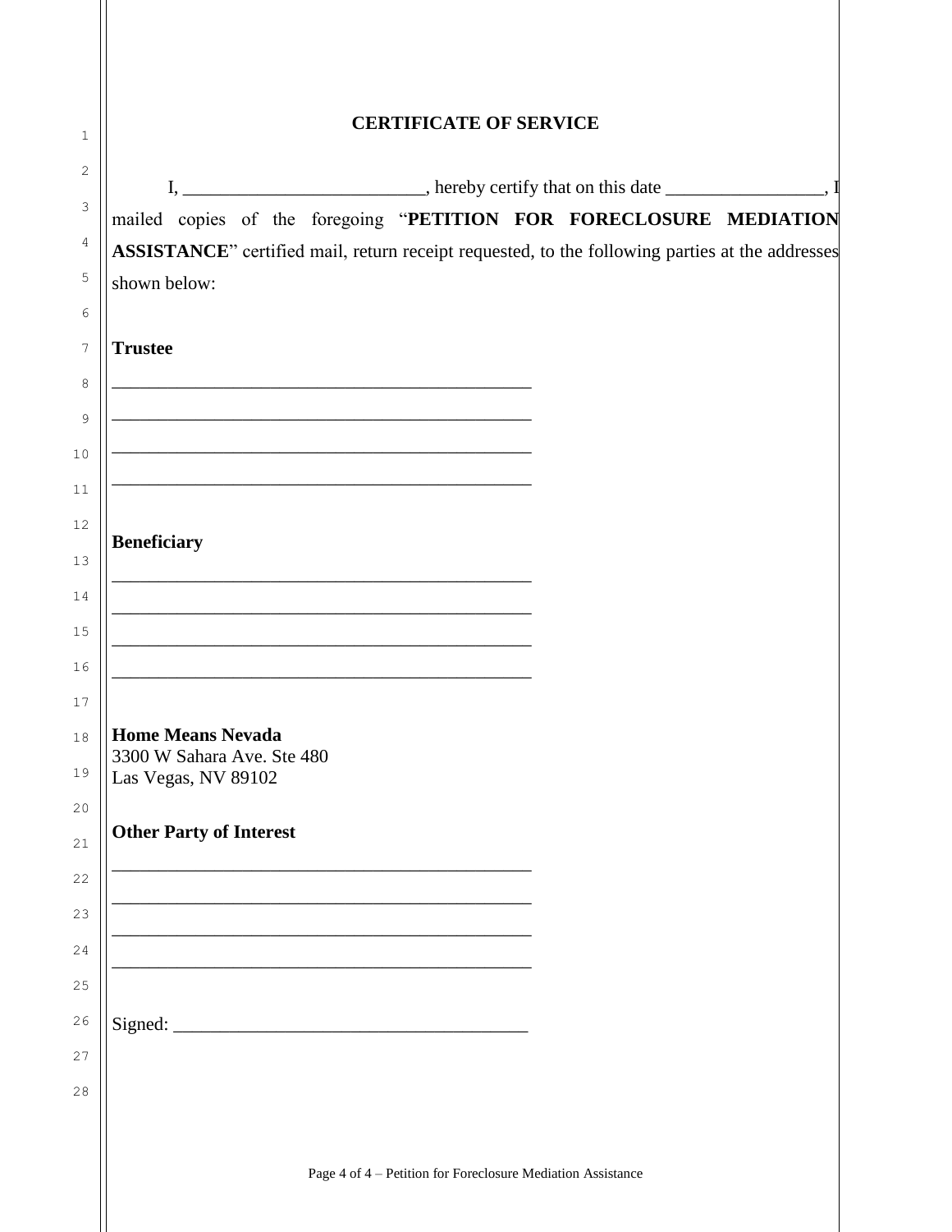## CERTIFICATE OF SERVICE

I, _________________________, hereby certify that on this date ________________, I mailed copies of the foregoing "**PETITION FOR FORECLOSURE MEDIATION ASSISTANCE**" certified mail, return receipt requested, to the following parties at the addresses shown below:

**Trustee**

_____________________________________________

_____________________________________________

_____________________________________________

_____________________________________________

**Beneficiary**

_____________________________________________

_____________________________________________

_____________________________________________

_____________________________________________

**Home Means Nevada**
3300 W Sahara Ave. Ste 480
Las Vegas, NV 89102

**Other Party of Interest**

_____________________________________________

_____________________________________________

_____________________________________________

_____________________________________________

Signed: ____________________________________